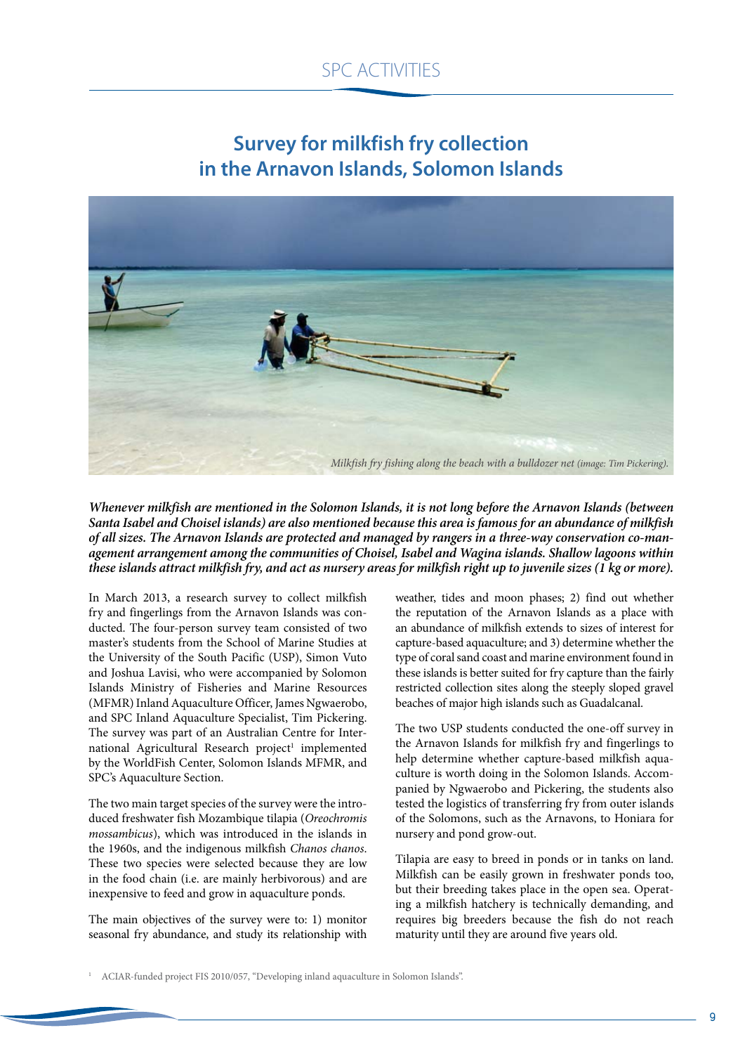# Survey for milkfish fry collection in the Arnavon Islands, Solomon Islands

*Milkfish fry fishing along the beach with a bulldozer net (image: Tim Pickering).*

***Whenever milkfish are mentioned in the Solomon Islands, it is not long before the Arnavon Islands (between Santa Isabel and Choisel islands) are also mentioned because this area is famous for an abundance of milkfish of all sizes. The Arnavon Islands are protected and managed by rangers in a three-way conservation co-management arrangement among the communities of Choisel, Isabel and Wagina islands. Shallow lagoons within these islands attract milkfish fry, and act as nursery areas for milkfish right up to juvenile sizes (1 kg or more).***

In March 2013, a research survey to collect milkfish fry and fingerlings from the Arnavon Islands was conducted. The four-person survey team consisted of two master's students from the School of Marine Studies at the University of the South Pacific (USP), Simon Vuto and Joshua Lavisi, who were accompanied by Solomon Islands Ministry of Fisheries and Marine Resources (MFMR) Inland Aquaculture Officer, James Ngwaerobo, and SPC Inland Aquaculture Specialist, Tim Pickering. The survey was part of an Australian Centre for International Agricultural Research project[1] implemented by the WorldFish Center, Solomon Islands MFMR, and SPC's Aquaculture Section.

The two main target species of the survey were the introduced freshwater fish Mozambique tilapia (*Oreochromis mossambicus*), which was introduced in the islands in the 1960s, and the indigenous milkfish *Chanos chanos*. These two species were selected because they are low in the food chain (i.e. are mainly herbivorous) and are inexpensive to feed and grow in aquaculture ponds.

The main objectives of the survey were to: 1) monitor seasonal fry abundance, and study its relationship with weather, tides and moon phases; 2) find out whether the reputation of the Arnavon Islands as a place with an abundance of milkfish extends to sizes of interest for capture-based aquaculture; and 3) determine whether the type of coral sand coast and marine environment found in these islands is better suited for fry capture than the fairly restricted collection sites along the steeply sloped gravel beaches of major high islands such as Guadalcanal.

The two USP students conducted the one-off survey in the Arnavon Islands for milkfish fry and fingerlings to help determine whether capture-based milkfish aquaculture is worth doing in the Solomon Islands. Accompanied by Ngwaerobo and Pickering, the students also tested the logistics of transferring fry from outer islands of the Solomons, such as the Arnavons, to Honiara for nursery and pond grow-out.

Tilapia are easy to breed in ponds or in tanks on land. Milkfish can be easily grown in freshwater ponds too, but their breeding takes place in the open sea. Operating a milkfish hatchery is technically demanding, and requires big breeders because the fish do not reach maturity until they are around five years old.

[1] ACIAR-funded project FIS 2010/057, "Developing inland aquaculture in Solomon Islands".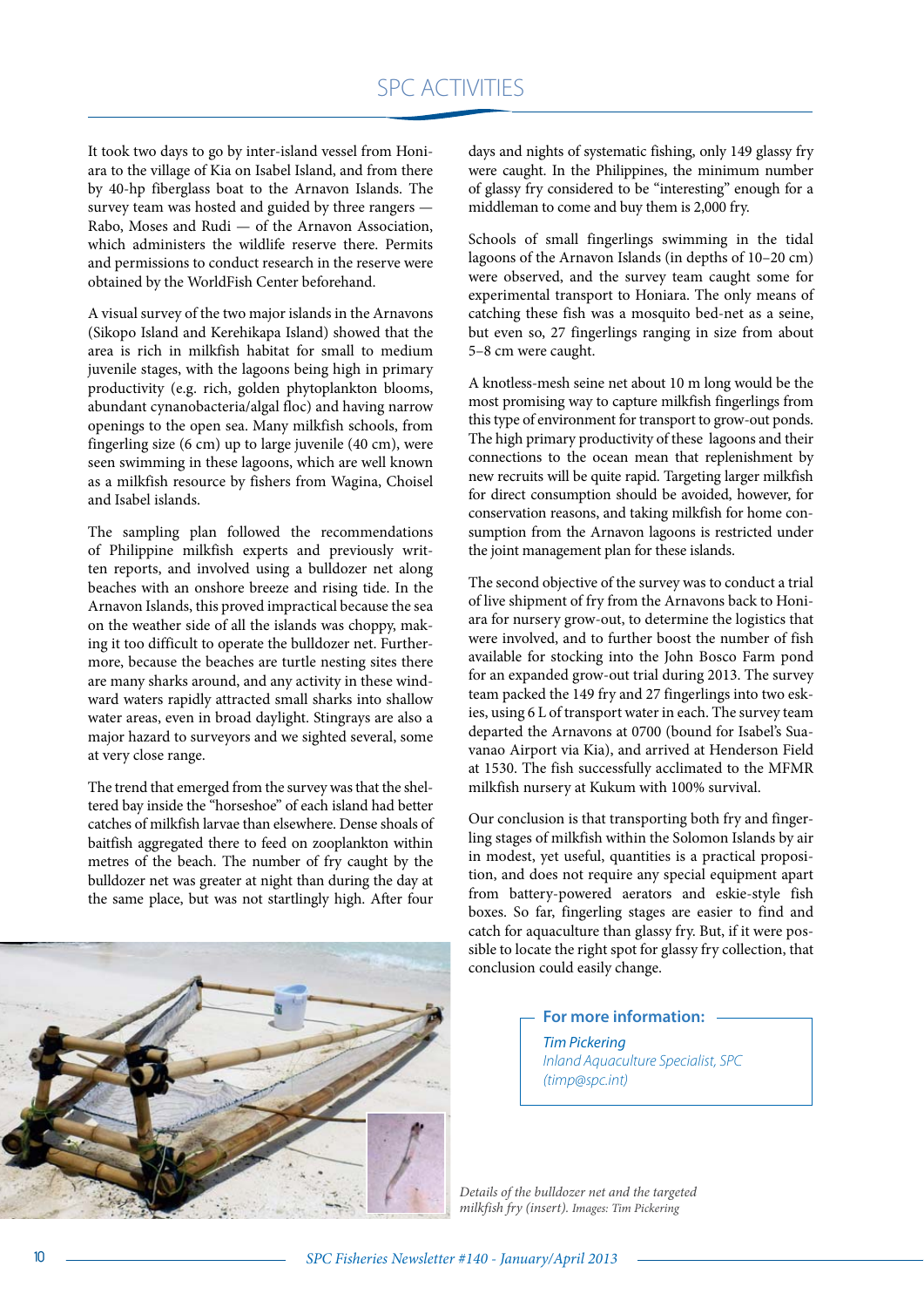It took two days to go by inter-island vessel from Honiara to the village of Kia on Isabel Island, and from there by 40-hp fiberglass boat to the Arnavon Islands. The survey team was hosted and guided by three rangers — Rabo, Moses and Rudi — of the Arnavon Association, which administers the wildlife reserve there. Permits and permissions to conduct research in the reserve were obtained by the WorldFish Center beforehand.

A visual survey of the two major islands in the Arnavons (Sikopo Island and Kerehikapa Island) showed that the area is rich in milkfish habitat for small to medium juvenile stages, with the lagoons being high in primary productivity (e.g. rich, golden phytoplankton blooms, abundant cynanobacteria/algal floc) and having narrow openings to the open sea. Many milkfish schools, from fingerling size (6 cm) up to large juvenile (40 cm), were seen swimming in these lagoons, which are well known as a milkfish resource by fishers from Wagina, Choisel and Isabel islands.

The sampling plan followed the recommendations of Philippine milkfish experts and previously written reports, and involved using a bulldozer net along beaches with an onshore breeze and rising tide. In the Arnavon Islands, this proved impractical because the sea on the weather side of all the islands was choppy, making it too difficult to operate the bulldozer net. Furthermore, because the beaches are turtle nesting sites there are many sharks around, and any activity in these windward waters rapidly attracted small sharks into shallow water areas, even in broad daylight. Stingrays are also a major hazard to surveyors and we sighted several, some at very close range.

The trend that emerged from the survey was that the sheltered bay inside the "horseshoe" of each island had better catches of milkfish larvae than elsewhere. Dense shoals of baitfish aggregated there to feed on zooplankton within metres of the beach. The number of fry caught by the bulldozer net was greater at night than during the day at the same place, but was not startlingly high. After four days and nights of systematic fishing, only 149 glassy fry were caught. In the Philippines, the minimum number of glassy fry considered to be "interesting" enough for a middleman to come and buy them is 2,000 fry.

Schools of small fingerlings swimming in the tidal lagoons of the Arnavon Islands (in depths of 10–20 cm) were observed, and the survey team caught some for experimental transport to Honiara. The only means of catching these fish was a mosquito bed-net as a seine, but even so, 27 fingerlings ranging in size from about 5–8 cm were caught.

A knotless-mesh seine net about 10 m long would be the most promising way to capture milkfish fingerlings from this type of environment for transport to grow-out ponds. The high primary productivity of these lagoons and their connections to the ocean mean that replenishment by new recruits will be quite rapid. Targeting larger milkfish for direct consumption should be avoided, however, for conservation reasons, and taking milkfish for home consumption from the Arnavon lagoons is restricted under the joint management plan for these islands.

The second objective of the survey was to conduct a trial of live shipment of fry from the Arnavons back to Honiara for nursery grow-out, to determine the logistics that were involved, and to further boost the number of fish available for stocking into the John Bosco Farm pond for an expanded grow-out trial during 2013. The survey team packed the 149 fry and 27 fingerlings into two eskies, using 6 L of transport water in each. The survey team departed the Arnavons at 0700 (bound for Isabel's Suavanao Airport via Kia), and arrived at Henderson Field at 1530. The fish successfully acclimated to the MFMR milkfish nursery at Kukum with 100% survival.

Our conclusion is that transporting both fry and fingerling stages of milkfish within the Solomon Islands by air in modest, yet useful, quantities is a practical proposition, and does not require any special equipment apart from battery-powered aerators and eskie-style fish boxes. So far, fingerling stages are easier to find and catch for aquaculture than glassy fry. But, if it were possible to locate the right spot for glassy fry collection, that conclusion could easily change.

**For more information:**

*Tim Pickering*
*Inland Aquaculture Specialist, SPC*
*(timp@spc.int)*

*Details of the bulldozer net and the targeted milkfish fry (insert). Images: Tim Pickering*